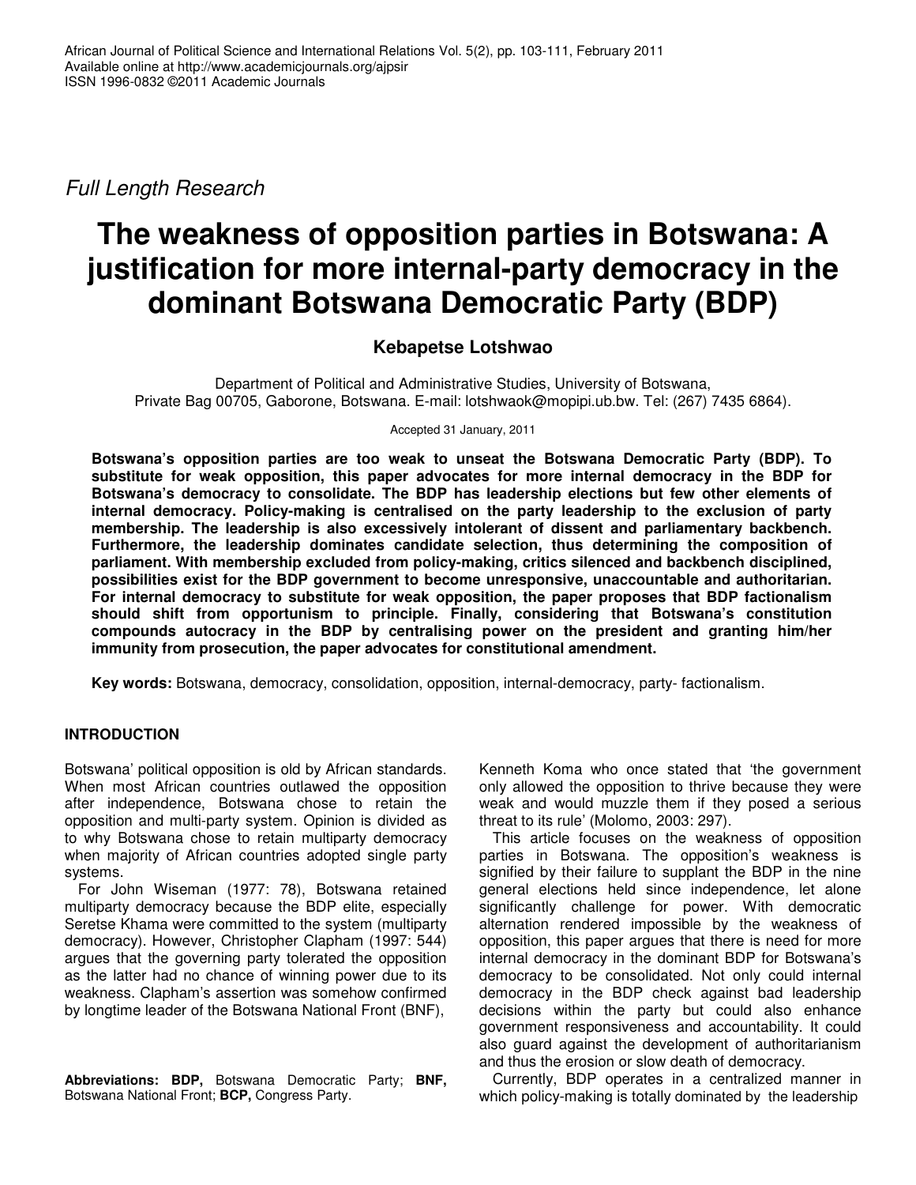*Full Length Research*

# The weakness of opposition parties in Botswana: A justification for more internal-party democracy in the dominant Botswana Democratic Party (BDP)

**Kebapetse Lotshwao**

Department of Political and Administrative Studies, University of Botswana, Private Bag 00705, Gaborone, Botswana. E-mail: lotshwaok@mopipi.ub.bw. Tel: (267) 7435 6864).

Accepted 31 January, 2011

**Botswana's opposition parties are too weak to unseat the Botswana Democratic Party (BDP). To substitute for weak opposition, this paper advocates for more internal democracy in the BDP for Botswana's democracy to consolidate. The BDP has leadership elections but few other elements of internal democracy. Policy-making is centralised on the party leadership to the exclusion of party membership. The leadership is also excessively intolerant of dissent and parliamentary backbench. Furthermore, the leadership dominates candidate selection, thus determining the composition of parliament. With membership excluded from policy-making, critics silenced and backbench disciplined, possibilities exist for the BDP government to become unresponsive, unaccountable and authoritarian. For internal democracy to substitute for weak opposition, the paper proposes that BDP factionalism should shift from opportunism to principle. Finally, considering that Botswana's constitution compounds autocracy in the BDP by centralising power on the president and granting him/her immunity from prosecution, the paper advocates for constitutional amendment.**

**Key words:** Botswana, democracy, consolidation, opposition, internal-democracy, party- factionalism.

## INTRODUCTION

Botswana' political opposition is old by African standards. When most African countries outlawed the opposition after independence, Botswana chose to retain the opposition and multi-party system. Opinion is divided as to why Botswana chose to retain multiparty democracy when majority of African countries adopted single party systems.

For John Wiseman (1977: 78), Botswana retained multiparty democracy because the BDP elite, especially Seretse Khama were committed to the system (multiparty democracy). However, Christopher Clapham (1997: 544) argues that the governing party tolerated the opposition as the latter had no chance of winning power due to its weakness. Clapham's assertion was somehow confirmed by longtime leader of the Botswana National Front (BNF), Kenneth Koma who once stated that 'the government only allowed the opposition to thrive because they were weak and would muzzle them if they posed a serious threat to its rule' (Molomo, 2003: 297).

This article focuses on the weakness of opposition parties in Botswana. The opposition's weakness is signified by their failure to supplant the BDP in the nine general elections held since independence, let alone significantly challenge for power. With democratic alternation rendered impossible by the weakness of opposition, this paper argues that there is need for more internal democracy in the dominant BDP for Botswana's democracy to be consolidated. Not only could internal democracy in the BDP check against bad leadership decisions within the party but could also enhance government responsiveness and accountability. It could also guard against the development of authoritarianism and thus the erosion or slow death of democracy.

Currently, BDP operates in a centralized manner in which policy-making is totally dominated by the leadership

**Abbreviations: BDP,** Botswana Democratic Party; **BNF,** Botswana National Front; **BCP,** Congress Party.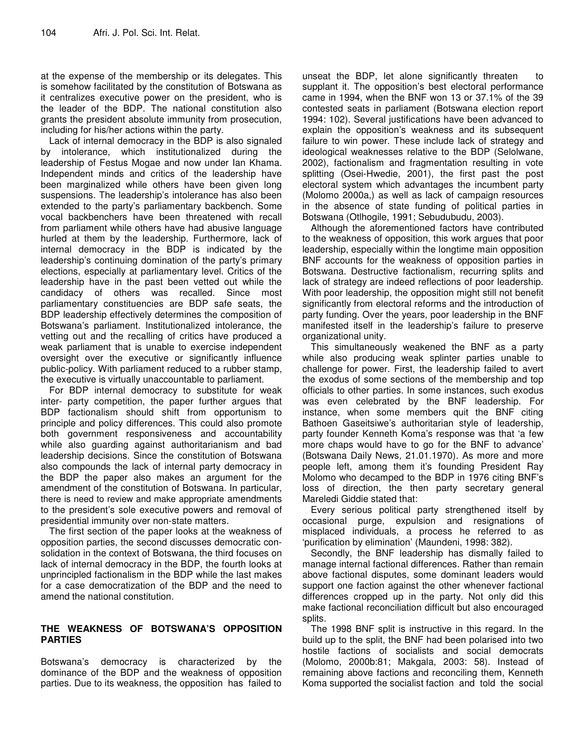at the expense of the membership or its delegates. This is somehow facilitated by the constitution of Botswana as it centralizes executive power on the president, who is the leader of the BDP. The national constitution also grants the president absolute immunity from prosecution, including for his/her actions within the party.

Lack of internal democracy in the BDP is also signaled by intolerance, which institutionalized during the leadership of Festus Mogae and now under Ian Khama. Independent minds and critics of the leadership have been marginalized while others have been given long suspensions. The leadership's intolerance has also been extended to the party's parliamentary backbench. Some vocal backbenchers have been threatened with recall from parliament while others have had abusive language hurled at them by the leadership. Furthermore, lack of internal democracy in the BDP is indicated by the leadership's continuing domination of the party's primary elections, especially at parliamentary level. Critics of the leadership have in the past been vetted out while the candidacy of others was recalled. Since most parliamentary constituencies are BDP safe seats, the BDP leadership effectively determines the composition of Botswana's parliament. Institutionalized intolerance, the vetting out and the recalling of critics have produced a weak parliament that is unable to exercise independent oversight over the executive or significantly influence public-policy. With parliament reduced to a rubber stamp, the executive is virtually unaccountable to parliament.

For BDP internal democracy to substitute for weak inter- party competition, the paper further argues that BDP factionalism should shift from opportunism to principle and policy differences. This could also promote both government responsiveness and accountability while also guarding against authoritarianism and bad leadership decisions. Since the constitution of Botswana also compounds the lack of internal party democracy in the BDP the paper also makes an argument for the amendment of the constitution of Botswana. In particular, there is need to review and make appropriate amendments to the president's sole executive powers and removal of presidential immunity over non-state matters.

The first section of the paper looks at the weakness of opposition parties, the second discusses democratic consolidation in the context of Botswana, the third focuses on lack of internal democracy in the BDP, the fourth looks at unprincipled factionalism in the BDP while the last makes for a case democratization of the BDP and the need to amend the national constitution.

## THE WEAKNESS OF BOTSWANA'S OPPOSITION PARTIES

Botswana's democracy is characterized by the dominance of the BDP and the weakness of opposition parties. Due to its weakness, the opposition has failed to unseat the BDP, let alone significantly threaten to supplant it. The opposition's best electoral performance came in 1994, when the BNF won 13 or 37.1% of the 39 contested seats in parliament (Botswana election report 1994: 102). Several justifications have been advanced to explain the opposition's weakness and its subsequent failure to win power. These include lack of strategy and ideological weaknesses relative to the BDP (Selolwane, 2002), factionalism and fragmentation resulting in vote splitting (Osei-Hwedie, 2001), the first past the post electoral system which advantages the incumbent party (Molomo 2000a,) as well as lack of campaign resources in the absence of state funding of political parties in Botswana (Otlhogile, 1991; Sebudubudu, 2003).

Although the aforementioned factors have contributed to the weakness of opposition, this work argues that poor leadership, especially within the longtime main opposition BNF accounts for the weakness of opposition parties in Botswana. Destructive factionalism, recurring splits and lack of strategy are indeed reflections of poor leadership. With poor leadership, the opposition might still not benefit significantly from electoral reforms and the introduction of party funding. Over the years, poor leadership in the BNF manifested itself in the leadership's failure to preserve organizational unity.

This simultaneously weakened the BNF as a party while also producing weak splinter parties unable to challenge for power. First, the leadership failed to avert the exodus of some sections of the membership and top officials to other parties. In some instances, such exodus was even celebrated by the BNF leadership. For instance, when some members quit the BNF citing Bathoen Gaseitsiwe's authoritarian style of leadership, party founder Kenneth Koma's response was that 'a few more chaps would have to go for the BNF to advance' (Botswana Daily News*,* 21.01.1970). As more and more people left, among them it's founding President Ray Molomo who decamped to the BDP in 1976 citing BNF's loss of direction, the then party secretary general Mareledi Giddie stated that:

Every serious political party strengthened itself by occasional purge, expulsion and resignations of misplaced individuals, a process he referred to as 'purification by elimination' (Maundeni, 1998: 382).

Secondly, the BNF leadership has dismally failed to manage internal factional differences. Rather than remain above factional disputes, some dominant leaders would support one faction against the other whenever factional differences cropped up in the party. Not only did this make factional reconciliation difficult but also encouraged splits.

The 1998 BNF split is instructive in this regard. In the build up to the split, the BNF had been polarised into two hostile factions of socialists and social democrats (Molomo, 2000b:81; Makgala, 2003: 58). Instead of remaining above factions and reconciling them, Kenneth Koma supported the socialist faction and told the social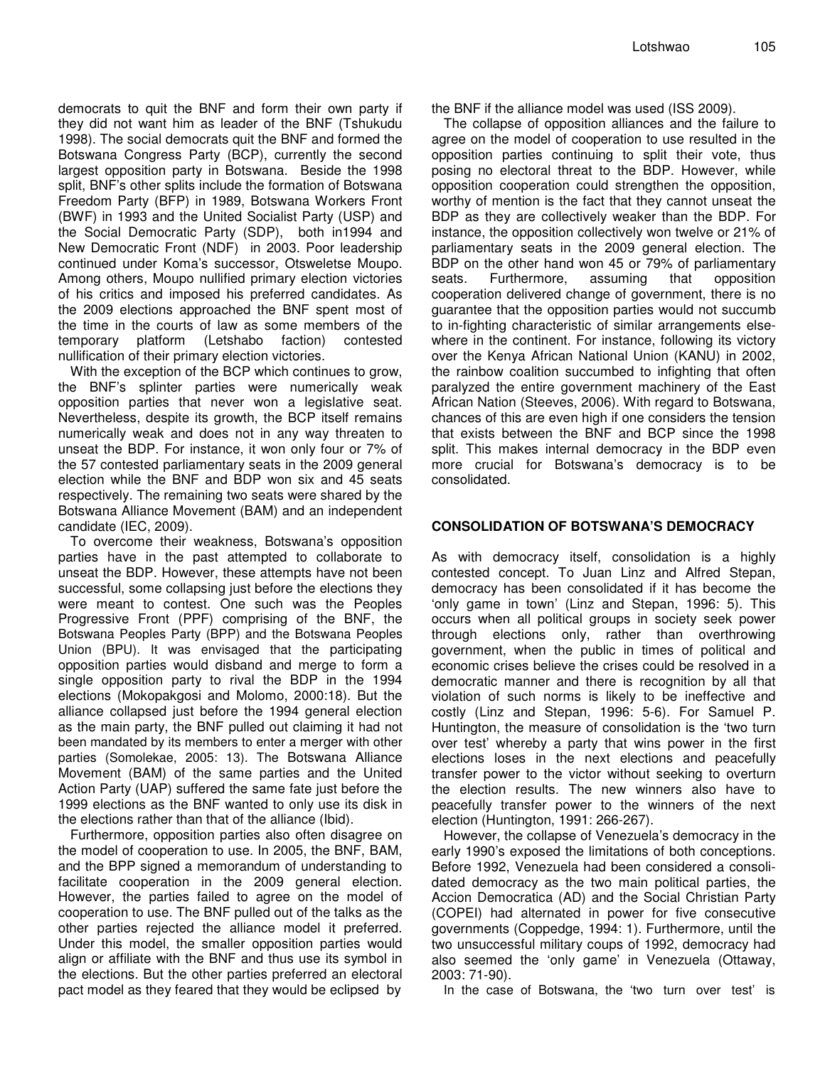democrats to quit the BNF and form their own party if they did not want him as leader of the BNF (Tshukudu 1998). The social democrats quit the BNF and formed the Botswana Congress Party (BCP), currently the second largest opposition party in Botswana. Beside the 1998 split, BNF's other splits include the formation of Botswana Freedom Party (BFP) in 1989, Botswana Workers Front (BWF) in 1993 and the United Socialist Party (USP) and the Social Democratic Party (SDP), both in1994 and New Democratic Front (NDF) in 2003. Poor leadership continued under Koma's successor, Otsweletse Moupo. Among others, Moupo nullified primary election victories of his critics and imposed his preferred candidates. As the 2009 elections approached the BNF spent most of the time in the courts of law as some members of the temporary platform (Letshabo faction) contested nullification of their primary election victories.

With the exception of the BCP which continues to grow, the BNF's splinter parties were numerically weak opposition parties that never won a legislative seat. Nevertheless, despite its growth, the BCP itself remains numerically weak and does not in any way threaten to unseat the BDP. For instance, it won only four or 7% of the 57 contested parliamentary seats in the 2009 general election while the BNF and BDP won six and 45 seats respectively. The remaining two seats were shared by the Botswana Alliance Movement (BAM) and an independent candidate (IEC, 2009).

To overcome their weakness, Botswana's opposition parties have in the past attempted to collaborate to unseat the BDP. However, these attempts have not been successful, some collapsing just before the elections they were meant to contest. One such was the Peoples Progressive Front (PPF) comprising of the BNF, the Botswana Peoples Party (BPP) and the Botswana Peoples Union (BPU). It was envisaged that the participating opposition parties would disband and merge to form a single opposition party to rival the BDP in the 1994 elections (Mokopakgosi and Molomo, 2000:18). But the alliance collapsed just before the 1994 general election as the main party, the BNF pulled out claiming it had not been mandated by its members to enter a merger with other parties (Somolekae, 2005: 13). The Botswana Alliance Movement (BAM) of the same parties and the United Action Party (UAP) suffered the same fate just before the 1999 elections as the BNF wanted to only use its disk in the elections rather than that of the alliance (Ibid).

Furthermore, opposition parties also often disagree on the model of cooperation to use. In 2005, the BNF, BAM, and the BPP signed a memorandum of understanding to facilitate cooperation in the 2009 general election. However, the parties failed to agree on the model of cooperation to use. The BNF pulled out of the talks as the other parties rejected the alliance model it preferred. Under this model, the smaller opposition parties would align or affiliate with the BNF and thus use its symbol in the elections. But the other parties preferred an electoral pact model as they feared that they would be eclipsed by the BNF if the alliance model was used (ISS 2009).

The collapse of opposition alliances and the failure to agree on the model of cooperation to use resulted in the opposition parties continuing to split their vote, thus posing no electoral threat to the BDP. However, while opposition cooperation could strengthen the opposition, worthy of mention is the fact that they cannot unseat the BDP as they are collectively weaker than the BDP. For instance, the opposition collectively won twelve or 21% of parliamentary seats in the 2009 general election. The BDP on the other hand won 45 or 79% of parliamentary seats. Furthermore, assuming that opposition cooperation delivered change of government, there is no guarantee that the opposition parties would not succumb to in-fighting characteristic of similar arrangements elsewhere in the continent. For instance, following its victory over the Kenya African National Union (KANU) in 2002, the rainbow coalition succumbed to infighting that often paralyzed the entire government machinery of the East African Nation (Steeves, 2006). With regard to Botswana, chances of this are even high if one considers the tension that exists between the BNF and BCP since the 1998 split. This makes internal democracy in the BDP even more crucial for Botswana's democracy is to be consolidated.

## CONSOLIDATION OF BOTSWANA'S DEMOCRACY

As with democracy itself, consolidation is a highly contested concept. To Juan Linz and Alfred Stepan, democracy has been consolidated if it has become the 'only game in town' (Linz and Stepan, 1996: 5). This occurs when all political groups in society seek power through elections only, rather than overthrowing government, when the public in times of political and economic crises believe the crises could be resolved in a democratic manner and there is recognition by all that violation of such norms is likely to be ineffective and costly (Linz and Stepan, 1996: 5-6). For Samuel P. Huntington, the measure of consolidation is the 'two turn over test' whereby a party that wins power in the first elections loses in the next elections and peacefully transfer power to the victor without seeking to overturn the election results. The new winners also have to peacefully transfer power to the winners of the next election (Huntington, 1991: 266-267).

However, the collapse of Venezuela's democracy in the early 1990's exposed the limitations of both conceptions. Before 1992, Venezuela had been considered a consolidated democracy as the two main political parties, the Accion Democratica (AD) and the Social Christian Party (COPEI) had alternated in power for five consecutive governments (Coppedge, 1994: 1). Furthermore, until the two unsuccessful military coups of 1992, democracy had also seemed the 'only game' in Venezuela (Ottaway, 2003: 71-90).

In the case of Botswana, the 'two turn over test' is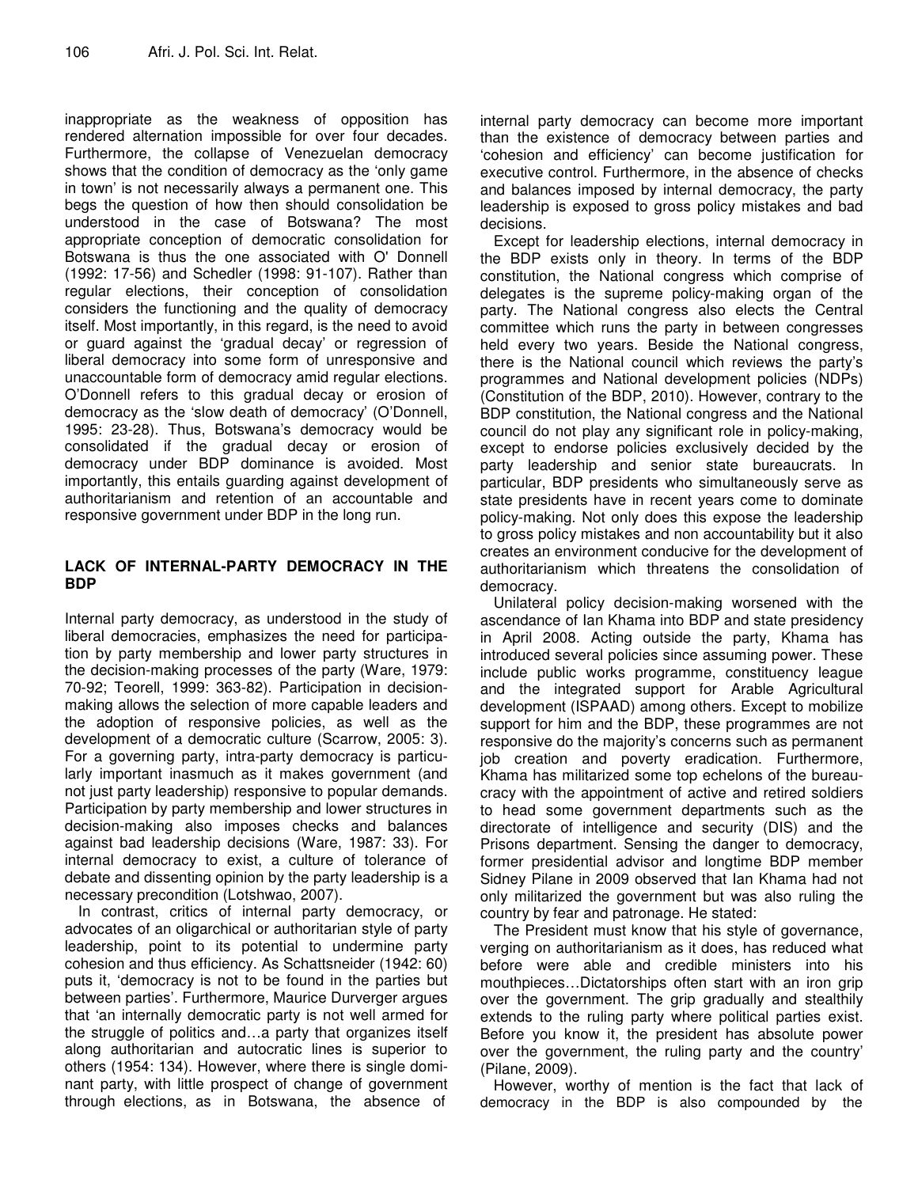inappropriate as the weakness of opposition has rendered alternation impossible for over four decades. Furthermore, the collapse of Venezuelan democracy shows that the condition of democracy as the 'only game in town' is not necessarily always a permanent one. This begs the question of how then should consolidation be understood in the case of Botswana? The most appropriate conception of democratic consolidation for Botswana is thus the one associated with O' Donnell (1992: 17-56) and Schedler (1998: 91-107). Rather than regular elections, their conception of consolidation considers the functioning and the quality of democracy itself. Most importantly, in this regard, is the need to avoid or guard against the 'gradual decay' or regression of liberal democracy into some form of unresponsive and unaccountable form of democracy amid regular elections. O'Donnell refers to this gradual decay or erosion of democracy as the 'slow death of democracy' (O'Donnell, 1995: 23-28). Thus, Botswana's democracy would be consolidated if the gradual decay or erosion of democracy under BDP dominance is avoided. Most importantly, this entails guarding against development of authoritarianism and retention of an accountable and responsive government under BDP in the long run.

## LACK OF INTERNAL-PARTY DEMOCRACY IN THE BDP

Internal party democracy, as understood in the study of liberal democracies, emphasizes the need for participation by party membership and lower party structures in the decision-making processes of the party (Ware, 1979: 70-92; Teorell, 1999: 363-82). Participation in decision-making allows the selection of more capable leaders and the adoption of responsive policies, as well as the development of a democratic culture (Scarrow, 2005: 3). For a governing party, intra-party democracy is particularly important inasmuch as it makes government (and not just party leadership) responsive to popular demands. Participation by party membership and lower structures in decision-making also imposes checks and balances against bad leadership decisions (Ware, 1987: 33). For internal democracy to exist, a culture of tolerance of debate and dissenting opinion by the party leadership is a necessary precondition (Lotshwao, 2007).

In contrast, critics of internal party democracy, or advocates of an oligarchical or authoritarian style of party leadership, point to its potential to undermine party cohesion and thus efficiency. As Schattsneider (1942: 60) puts it, 'democracy is not to be found in the parties but between parties'. Furthermore, Maurice Durverger argues that 'an internally democratic party is not well armed for the struggle of politics and…a party that organizes itself along authoritarian and autocratic lines is superior to others (1954: 134). However, where there is single dominant party, with little prospect of change of government through elections, as in Botswana, the absence of internal party democracy can become more important than the existence of democracy between parties and 'cohesion and efficiency' can become justification for executive control. Furthermore, in the absence of checks and balances imposed by internal democracy, the party leadership is exposed to gross policy mistakes and bad decisions.

Except for leadership elections, internal democracy in the BDP exists only in theory. In terms of the BDP constitution, the National congress which comprise of delegates is the supreme policy-making organ of the party. The National congress also elects the Central committee which runs the party in between congresses held every two years. Beside the National congress, there is the National council which reviews the party's programmes and National development policies (NDPs) (Constitution of the BDP, 2010). However, contrary to the BDP constitution, the National congress and the National council do not play any significant role in policy-making, except to endorse policies exclusively decided by the party leadership and senior state bureaucrats. In particular, BDP presidents who simultaneously serve as state presidents have in recent years come to dominate policy-making. Not only does this expose the leadership to gross policy mistakes and non accountability but it also creates an environment conducive for the development of authoritarianism which threatens the consolidation of democracy.

Unilateral policy decision-making worsened with the ascendance of Ian Khama into BDP and state presidency in April 2008. Acting outside the party, Khama has introduced several policies since assuming power. These include public works programme, constituency league and the integrated support for Arable Agricultural development (ISPAAD) among others. Except to mobilize support for him and the BDP, these programmes are not responsive do the majority's concerns such as permanent job creation and poverty eradication. Furthermore, Khama has militarized some top echelons of the bureaucracy with the appointment of active and retired soldiers to head some government departments such as the directorate of intelligence and security (DIS) and the Prisons department. Sensing the danger to democracy, former presidential advisor and longtime BDP member Sidney Pilane in 2009 observed that Ian Khama had not only militarized the government but was also ruling the country by fear and patronage. He stated:

The President must know that his style of governance, verging on authoritarianism as it does, has reduced what before were able and credible ministers into his mouthpieces…Dictatorships often start with an iron grip over the government. The grip gradually and stealthily extends to the ruling party where political parties exist. Before you know it, the president has absolute power over the government, the ruling party and the country' (Pilane, 2009).

However, worthy of mention is the fact that lack of democracy in the BDP is also compounded by the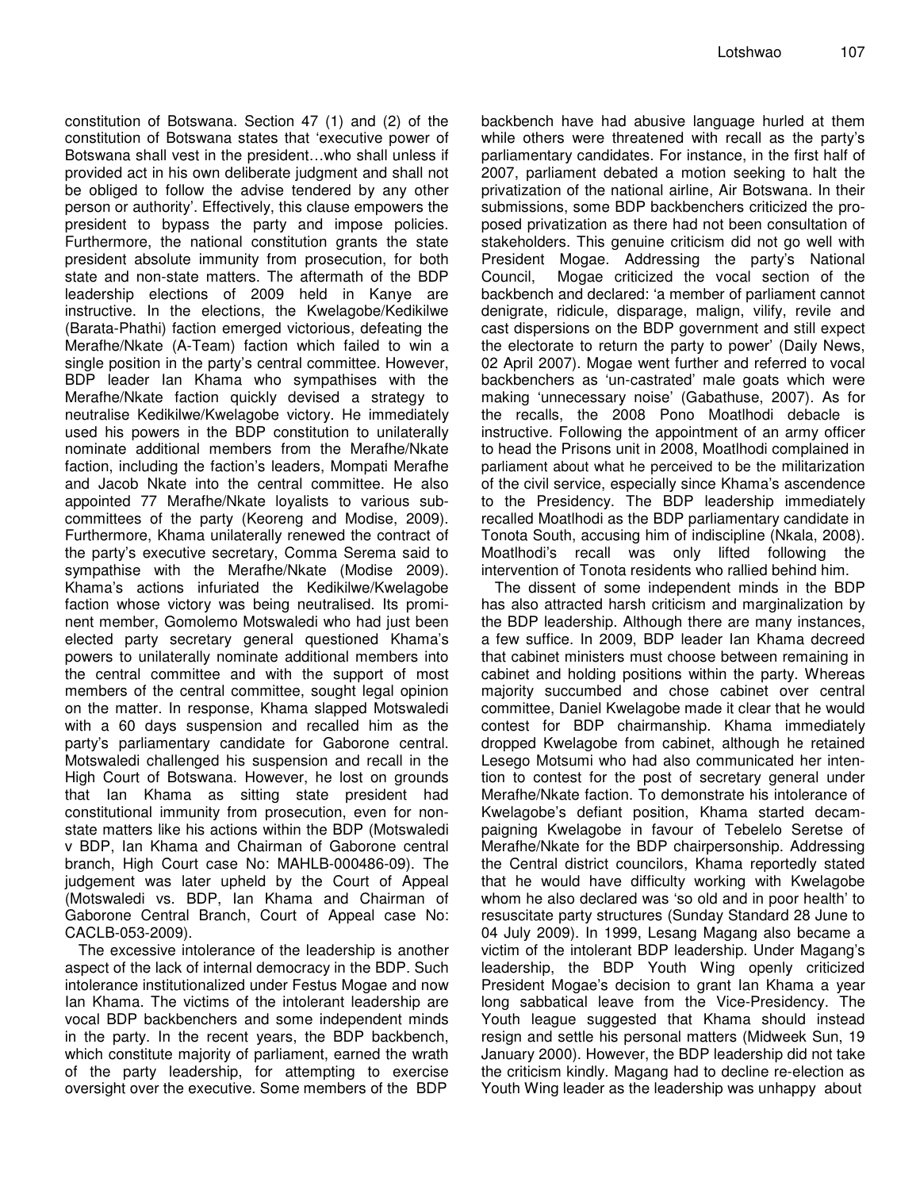constitution of Botswana. Section 47 (1) and (2) of the constitution of Botswana states that 'executive power of Botswana shall vest in the president…who shall unless if provided act in his own deliberate judgment and shall not be obliged to follow the advise tendered by any other person or authority'. Effectively, this clause empowers the president to bypass the party and impose policies. Furthermore, the national constitution grants the state president absolute immunity from prosecution, for both state and non-state matters. The aftermath of the BDP leadership elections of 2009 held in Kanye are instructive. In the elections, the Kwelagobe/Kedikilwe (Barata-Phathi) faction emerged victorious, defeating the Merafhe/Nkate (A-Team) faction which failed to win a single position in the party's central committee. However, BDP leader Ian Khama who sympathises with the Merafhe/Nkate faction quickly devised a strategy to neutralise Kedikilwe/Kwelagobe victory. He immediately used his powers in the BDP constitution to unilaterally nominate additional members from the Merafhe/Nkate faction, including the faction's leaders, Mompati Merafhe and Jacob Nkate into the central committee. He also appointed 77 Merafhe/Nkate loyalists to various sub-committees of the party (Keoreng and Modise, 2009). Furthermore, Khama unilaterally renewed the contract of the party's executive secretary, Comma Serema said to sympathise with the Merafhe/Nkate (Modise 2009). Khama's actions infuriated the Kedikilwe/Kwelagobe faction whose victory was being neutralised. Its prominent member, Gomolemo Motswaledi who had just been elected party secretary general questioned Khama's powers to unilaterally nominate additional members into the central committee and with the support of most members of the central committee, sought legal opinion on the matter. In response, Khama slapped Motswaledi with a 60 days suspension and recalled him as the party's parliamentary candidate for Gaborone central. Motswaledi challenged his suspension and recall in the High Court of Botswana. However, he lost on grounds that Ian Khama as sitting state president had constitutional immunity from prosecution, even for non-state matters like his actions within the BDP (Motswaledi v BDP, Ian Khama and Chairman of Gaborone central branch, High Court case No: MAHLB-000486-09). The judgement was later upheld by the Court of Appeal (Motswaledi vs. BDP, Ian Khama and Chairman of Gaborone Central Branch, Court of Appeal case No: CACLB-053-2009).

The excessive intolerance of the leadership is another aspect of the lack of internal democracy in the BDP. Such intolerance institutionalized under Festus Mogae and now Ian Khama. The victims of the intolerant leadership are vocal BDP backbenchers and some independent minds in the party. In the recent years, the BDP backbench, which constitute majority of parliament, earned the wrath of the party leadership, for attempting to exercise oversight over the executive. Some members of the BDP backbench have had abusive language hurled at them while others were threatened with recall as the party's parliamentary candidates. For instance, in the first half of 2007, parliament debated a motion seeking to halt the privatization of the national airline, Air Botswana. In their submissions, some BDP backbenchers criticized the proposed privatization as there had not been consultation of stakeholders. This genuine criticism did not go well with President Mogae. Addressing the party's National Council, Mogae criticized the vocal section of the backbench and declared: 'a member of parliament cannot denigrate, ridicule, disparage, malign, vilify, revile and cast dispersions on the BDP government and still expect the electorate to return the party to power' (Daily News, 02 April 2007). Mogae went further and referred to vocal backbenchers as 'un-castrated' male goats which were making 'unnecessary noise' (Gabathuse, 2007). As for the recalls, the 2008 Pono Moatlhodi debacle is instructive. Following the appointment of an army officer to head the Prisons unit in 2008, Moatlhodi complained in parliament about what he perceived to be the militarization of the civil service, especially since Khama's ascendence to the Presidency. The BDP leadership immediately recalled Moatlhodi as the BDP parliamentary candidate in Tonota South, accusing him of indiscipline (Nkala, 2008). Moatlhodi's recall was only lifted following the intervention of Tonota residents who rallied behind him.

The dissent of some independent minds in the BDP has also attracted harsh criticism and marginalization by the BDP leadership. Although there are many instances, a few suffice. In 2009, BDP leader Ian Khama decreed that cabinet ministers must choose between remaining in cabinet and holding positions within the party. Whereas majority succumbed and chose cabinet over central committee, Daniel Kwelagobe made it clear that he would contest for BDP chairmanship. Khama immediately dropped Kwelagobe from cabinet, although he retained Lesego Motsumi who had also communicated her intention to contest for the post of secretary general under Merafhe/Nkate faction. To demonstrate his intolerance of Kwelagobe's defiant position, Khama started decampaigning Kwelagobe in favour of Tebelelo Seretse of Merafhe/Nkate for the BDP chairpersonship. Addressing the Central district councilors, Khama reportedly stated that he would have difficulty working with Kwelagobe whom he also declared was 'so old and in poor health' to resuscitate party structures (Sunday Standard 28 June to 04 July 2009). In 1999, Lesang Magang also became a victim of the intolerant BDP leadership. Under Magang's leadership, the BDP Youth Wing openly criticized President Mogae's decision to grant Ian Khama a year long sabbatical leave from the Vice-Presidency. The Youth league suggested that Khama should instead resign and settle his personal matters (Midweek Sun, 19 January 2000). However, the BDP leadership did not take the criticism kindly. Magang had to decline re-election as Youth Wing leader as the leadership was unhappy about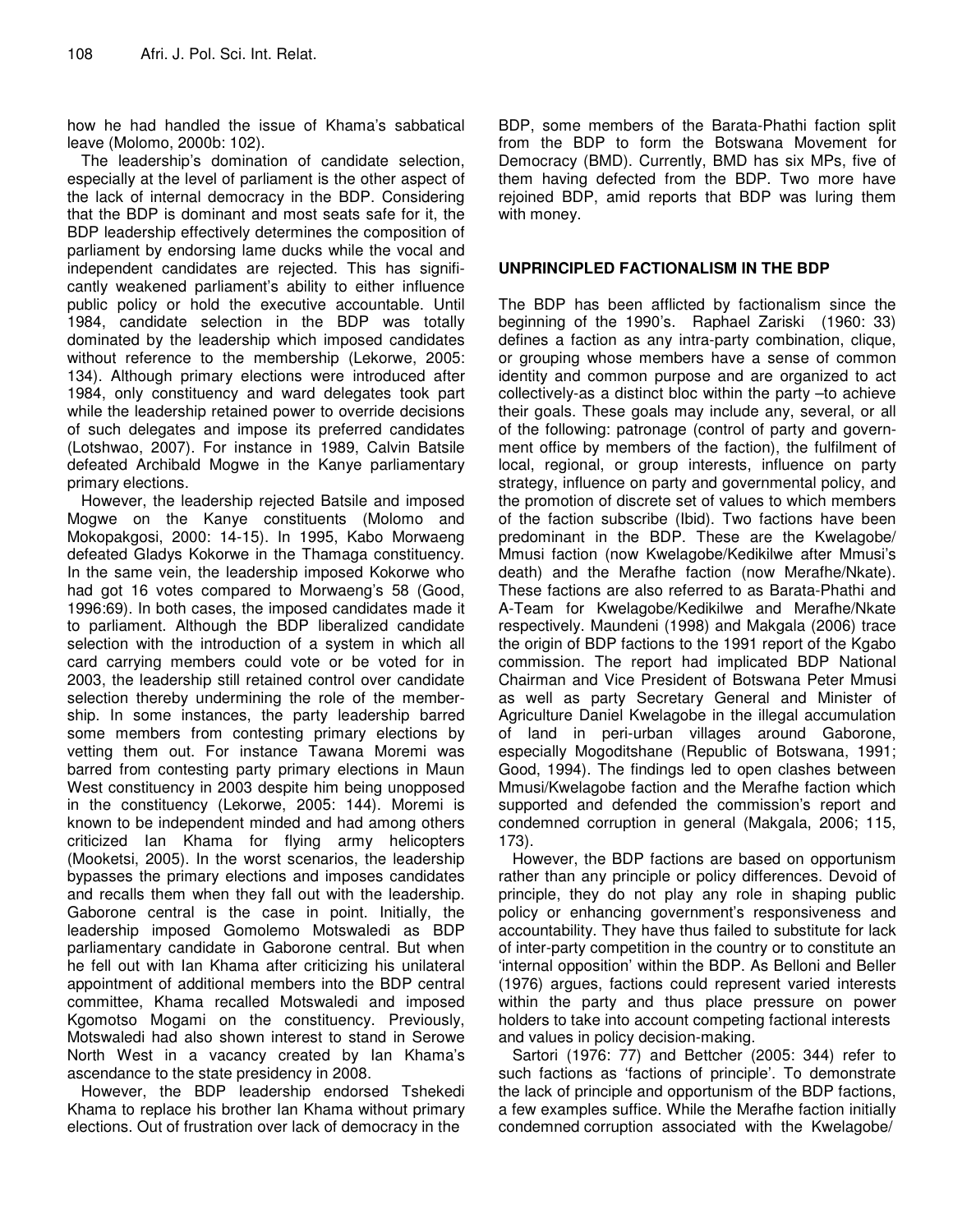how he had handled the issue of Khama's sabbatical leave (Molomo, 2000b: 102).

The leadership's domination of candidate selection, especially at the level of parliament is the other aspect of the lack of internal democracy in the BDP. Considering that the BDP is dominant and most seats safe for it, the BDP leadership effectively determines the composition of parliament by endorsing lame ducks while the vocal and independent candidates are rejected. This has significantly weakened parliament's ability to either influence public policy or hold the executive accountable. Until 1984, candidate selection in the BDP was totally dominated by the leadership which imposed candidates without reference to the membership (Lekorwe, 2005: 134). Although primary elections were introduced after 1984, only constituency and ward delegates took part while the leadership retained power to override decisions of such delegates and impose its preferred candidates (Lotshwao, 2007). For instance in 1989, Calvin Batsile defeated Archibald Mogwe in the Kanye parliamentary primary elections.

However, the leadership rejected Batsile and imposed Mogwe on the Kanye constituents (Molomo and Mokopakgosi, 2000: 14-15). In 1995, Kabo Morwaeng defeated Gladys Kokorwe in the Thamaga constituency. In the same vein, the leadership imposed Kokorwe who had got 16 votes compared to Morwaeng's 58 (Good, 1996:69). In both cases, the imposed candidates made it to parliament. Although the BDP liberalized candidate selection with the introduction of a system in which all card carrying members could vote or be voted for in 2003, the leadership still retained control over candidate selection thereby undermining the role of the membership. In some instances, the party leadership barred some members from contesting primary elections by vetting them out. For instance Tawana Moremi was barred from contesting party primary elections in Maun West constituency in 2003 despite him being unopposed in the constituency (Lekorwe, 2005: 144). Moremi is known to be independent minded and had among others criticized Ian Khama for flying army helicopters (Mooketsi, 2005). In the worst scenarios, the leadership bypasses the primary elections and imposes candidates and recalls them when they fall out with the leadership. Gaborone central is the case in point. Initially, the leadership imposed Gomolemo Motswaledi as BDP parliamentary candidate in Gaborone central. But when he fell out with Ian Khama after criticizing his unilateral appointment of additional members into the BDP central committee, Khama recalled Motswaledi and imposed Kgomotso Mogami on the constituency. Previously, Motswaledi had also shown interest to stand in Serowe North West in a vacancy created by Ian Khama's ascendance to the state presidency in 2008.

However, the BDP leadership endorsed Tshekedi Khama to replace his brother Ian Khama without primary elections. Out of frustration over lack of democracy in the BDP, some members of the Barata-Phathi faction split from the BDP to form the Botswana Movement for Democracy (BMD). Currently, BMD has six MPs, five of them having defected from the BDP. Two more have rejoined BDP, amid reports that BDP was luring them with money.

## UNPRINCIPLED FACTIONALISM IN THE BDP

The BDP has been afflicted by factionalism since the beginning of the 1990's. Raphael Zariski (1960: 33) defines a faction as any intra-party combination, clique, or grouping whose members have a sense of common identity and common purpose and are organized to act collectively-as a distinct bloc within the party –to achieve their goals. These goals may include any, several, or all of the following: patronage (control of party and government office by members of the faction), the fulfilment of local, regional, or group interests, influence on party strategy, influence on party and governmental policy, and the promotion of discrete set of values to which members of the faction subscribe (Ibid). Two factions have been predominant in the BDP. These are the Kwelagobe/Mmusi faction (now Kwelagobe/Kedikilwe after Mmusi's death) and the Merafhe faction (now Merafhe/Nkate). These factions are also referred to as Barata-Phathi and A-Team for Kwelagobe/Kedikilwe and Merafhe/Nkate respectively. Maundeni (1998) and Makgala (2006) trace the origin of BDP factions to the 1991 report of the Kgabo commission. The report had implicated BDP National Chairman and Vice President of Botswana Peter Mmusi as well as party Secretary General and Minister of Agriculture Daniel Kwelagobe in the illegal accumulation of land in peri-urban villages around Gaborone, especially Mogoditshane (Republic of Botswana, 1991; Good, 1994). The findings led to open clashes between Mmusi/Kwelagobe faction and the Merafhe faction which supported and defended the commission's report and condemned corruption in general (Makgala, 2006; 115, 173).

However, the BDP factions are based on opportunism rather than any principle or policy differences. Devoid of principle, they do not play any role in shaping public policy or enhancing government's responsiveness and accountability. They have thus failed to substitute for lack of inter-party competition in the country or to constitute an 'internal opposition' within the BDP. As Belloni and Beller (1976) argues, factions could represent varied interests within the party and thus place pressure on power holders to take into account competing factional interests and values in policy decision-making.

Sartori (1976: 77) and Bettcher (2005: 344) refer to such factions as 'factions of principle'. To demonstrate the lack of principle and opportunism of the BDP factions, a few examples suffice. While the Merafhe faction initially condemned corruption associated with the Kwelagobe/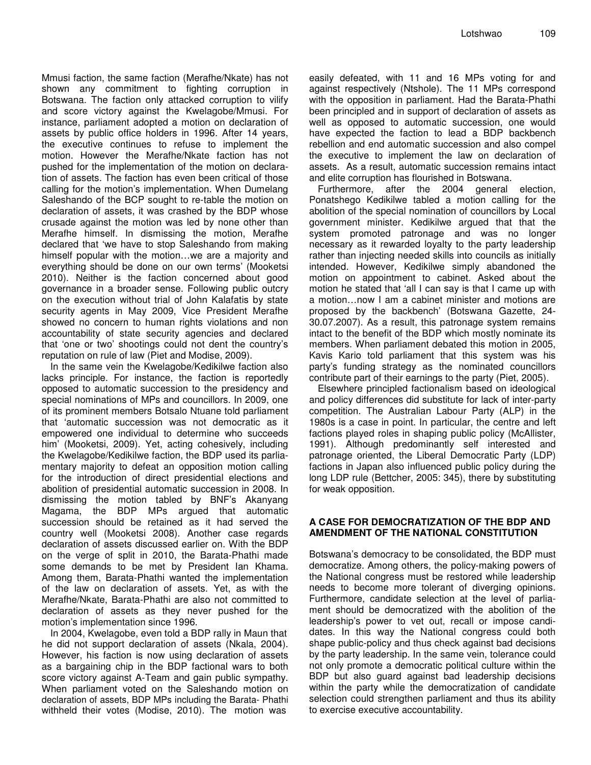Mmusi faction, the same faction (Merafhe/Nkate) has not shown any commitment to fighting corruption in Botswana. The faction only attacked corruption to vilify and score victory against the Kwelagobe/Mmusi. For instance, parliament adopted a motion on declaration of assets by public office holders in 1996. After 14 years, the executive continues to refuse to implement the motion. However the Merafhe/Nkate faction has not pushed for the implementation of the motion on declaration of assets. The faction has even been critical of those calling for the motion's implementation. When Dumelang Saleshando of the BCP sought to re-table the motion on declaration of assets, it was crashed by the BDP whose crusade against the motion was led by none other than Merafhe himself. In dismissing the motion, Merafhe declared that 'we have to stop Saleshando from making himself popular with the motion…we are a majority and everything should be done on our own terms' (Mooketsi 2010). Neither is the faction concerned about good governance in a broader sense. Following public outcry on the execution without trial of John Kalafatis by state security agents in May 2009, Vice President Merafhe showed no concern to human rights violations and non accountability of state security agencies and declared that 'one or two' shootings could not dent the country's reputation on rule of law (Piet and Modise, 2009).

In the same vein the Kwelagobe/Kedikilwe faction also lacks principle. For instance, the faction is reportedly opposed to automatic succession to the presidency and special nominations of MPs and councillors. In 2009, one of its prominent members Botsalo Ntuane told parliament that 'automatic succession was not democratic as it empowered one individual to determine who succeeds him' (Mooketsi, 2009). Yet, acting cohesively, including the Kwelagobe/Kedikilwe faction, the BDP used its parliamentary majority to defeat an opposition motion calling for the introduction of direct presidential elections and abolition of presidential automatic succession in 2008. In dismissing the motion tabled by BNF's Akanyang Magama, the BDP MPs argued that automatic succession should be retained as it had served the country well (Mooketsi 2008). Another case regards declaration of assets discussed earlier on. With the BDP on the verge of split in 2010, the Barata-Phathi made some demands to be met by President Ian Khama. Among them, Barata-Phathi wanted the implementation of the law on declaration of assets. Yet, as with the Merafhe/Nkate, Barata-Phathi are also not committed to declaration of assets as they never pushed for the motion's implementation since 1996.

In 2004, Kwelagobe, even told a BDP rally in Maun that he did not support declaration of assets (Nkala, 2004). However, his faction is now using declaration of assets as a bargaining chip in the BDP factional wars to both score victory against A-Team and gain public sympathy. When parliament voted on the Saleshando motion on declaration of assets, BDP MPs including the Barata- Phathi withheld their votes (Modise, 2010). The motion was easily defeated, with 11 and 16 MPs voting for and against respectively (Ntshole). The 11 MPs correspond with the opposition in parliament. Had the Barata-Phathi been principled and in support of declaration of assets as well as opposed to automatic succession, one would have expected the faction to lead a BDP backbench rebellion and end automatic succession and also compel the executive to implement the law on declaration of assets. As a result, automatic succession remains intact and elite corruption has flourished in Botswana.

Furthermore, after the 2004 general election, Ponatshego Kedikilwe tabled a motion calling for the abolition of the special nomination of councillors by Local government minister. Kedikilwe argued that that the system promoted patronage and was no longer necessary as it rewarded loyalty to the party leadership rather than injecting needed skills into councils as initially intended. However, Kedikilwe simply abandoned the motion on appointment to cabinet. Asked about the motion he stated that 'all I can say is that I came up with a motion…now I am a cabinet minister and motions are proposed by the backbench' (Botswana Gazette, 24-30.07.2007). As a result, this patronage system remains intact to the benefit of the BDP which mostly nominate its members. When parliament debated this motion in 2005, Kavis Kario told parliament that this system was his party's funding strategy as the nominated councillors contribute part of their earnings to the party (Piet, 2005).

Elsewhere principled factionalism based on ideological and policy differences did substitute for lack of inter-party competition. The Australian Labour Party (ALP) in the 1980s is a case in point. In particular, the centre and left factions played roles in shaping public policy (McAllister, 1991). Although predominantly self interested and patronage oriented, the Liberal Democratic Party (LDP) factions in Japan also influenced public policy during the long LDP rule (Bettcher, 2005: 345), there by substituting for weak opposition.

## A CASE FOR DEMOCRATIZATION OF THE BDP AND AMENDMENT OF THE NATIONAL CONSTITUTION

Botswana's democracy to be consolidated, the BDP must democratize. Among others, the policy-making powers of the National congress must be restored while leadership needs to become more tolerant of diverging opinions. Furthermore, candidate selection at the level of parliament should be democratized with the abolition of the leadership's power to vet out, recall or impose candidates. In this way the National congress could both shape public-policy and thus check against bad decisions by the party leadership. In the same vein, tolerance could not only promote a democratic political culture within the BDP but also guard against bad leadership decisions within the party while the democratization of candidate selection could strengthen parliament and thus its ability to exercise executive accountability.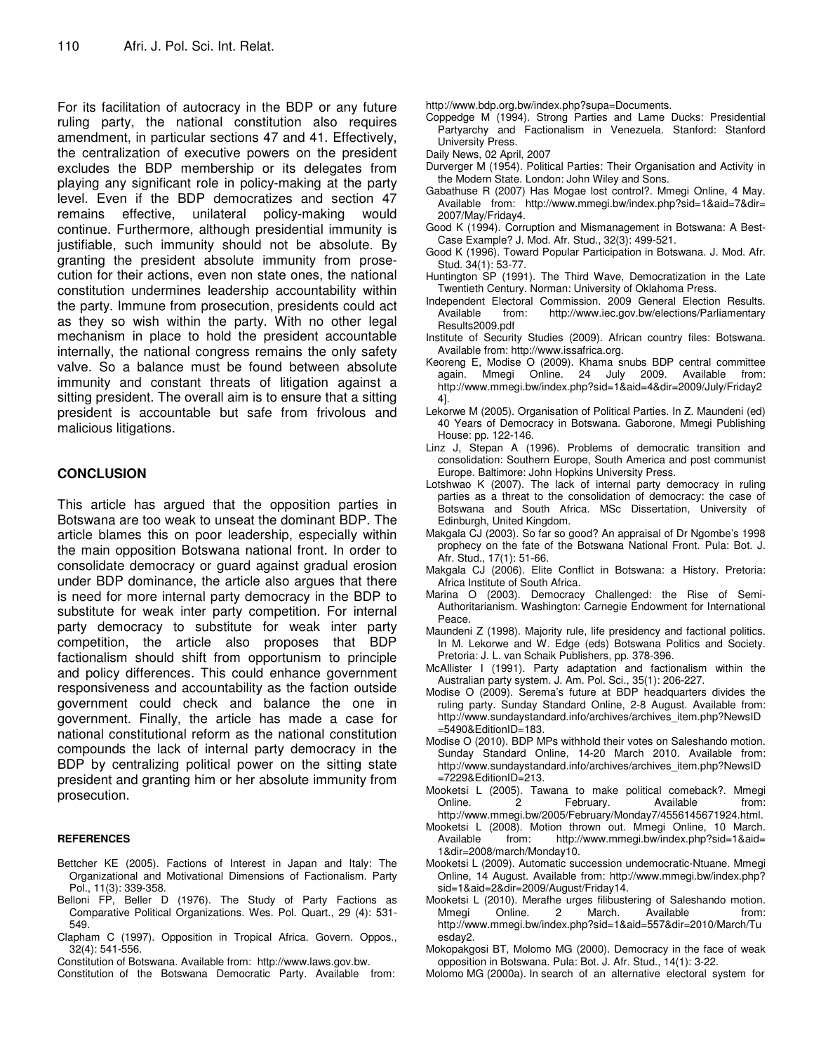For its facilitation of autocracy in the BDP or any future ruling party, the national constitution also requires amendment, in particular sections 47 and 41. Effectively, the centralization of executive powers on the president excludes the BDP membership or its delegates from playing any significant role in policy-making at the party level. Even if the BDP democratizes and section 47 remains effective, unilateral policy-making would continue. Furthermore, although presidential immunity is justifiable, such immunity should not be absolute. By granting the president absolute immunity from prosecution for their actions, even non state ones, the national constitution undermines leadership accountability within the party. Immune from prosecution, presidents could act as they so wish within the party. With no other legal mechanism in place to hold the president accountable internally, the national congress remains the only safety valve. So a balance must be found between absolute immunity and constant threats of litigation against a sitting president. The overall aim is to ensure that a sitting president is accountable but safe from frivolous and malicious litigations.

## CONCLUSION

This article has argued that the opposition parties in Botswana are too weak to unseat the dominant BDP. The article blames this on poor leadership, especially within the main opposition Botswana national front. In order to consolidate democracy or guard against gradual erosion under BDP dominance, the article also argues that there is need for more internal party democracy in the BDP to substitute for weak inter party competition. For internal party democracy to substitute for weak inter party competition, the article also proposes that BDP factionalism should shift from opportunism to principle and policy differences. This could enhance government responsiveness and accountability as the faction outside government could check and balance the one in government. Finally, the article has made a case for national constitutional reform as the national constitution compounds the lack of internal party democracy in the BDP by centralizing political power on the sitting state president and granting him or her absolute immunity from prosecution.

### REFERENCES

Bettcher KE (2005). Factions of Interest in Japan and Italy: The Organizational and Motivational Dimensions of Factionalism. Party Pol., 11(3): 339-358.

Belloni FP, Beller D (1976). The Study of Party Factions as Comparative Political Organizations. Wes. Pol. Quart., 29 (4): 531-549.

Clapham C (1997). Opposition in Tropical Africa. Govern. Oppos., 32(4): 541-556.

Constitution of Botswana. Available from: http://www.laws.gov.bw.

Constitution of the Botswana Democratic Party. Available from: http://www.bdp.org.bw/index.php?supa=Documents.

Coppedge M (1994). Strong Parties and Lame Ducks: Presidential Partyarchy and Factionalism in Venezuela. Stanford: Stanford University Press.

Daily News, 02 April, 2007

Durverger M (1954). Political Parties: Their Organisation and Activity in the Modern State. London: John Wiley and Sons.

Gabathuse R (2007) Has Mogae lost control?. Mmegi Online, 4 May. Available from: http://www.mmegi.bw/index.php?sid=1&aid=7&dir=2007/May/Friday4.

Good K (1994). Corruption and Mismanagement in Botswana: A Best-Case Example? J. Mod. Afr. Stud., 32(3): 499-521.

Good K (1996). Toward Popular Participation in Botswana. J. Mod. Afr. Stud. 34(1): 53-77.

Huntington SP (1991). The Third Wave, Democratization in the Late Twentieth Century. Norman: University of Oklahoma Press.

Independent Electoral Commission. 2009 General Election Results. Available from: http://www.iec.gov.bw/elections/Parliamentary Results2009.pdf

Institute of Security Studies (2009). African country files: Botswana. Available from: http://www.issafrica.org.

Keoreng E, Modise O (2009). Khama snubs BDP central committee again. Mmegi Online. 24 July 2009. Available from: http://www.mmegi.bw/index.php?sid=1&aid=4&dir=2009/July/Friday24].

Lekorwe M (2005). Organisation of Political Parties. In Z. Maundeni (ed) 40 Years of Democracy in Botswana. Gaborone, Mmegi Publishing House: pp. 122-146.

Linz J, Stepan A (1996). Problems of democratic transition and consolidation: Southern Europe, South America and post communist Europe. Baltimore: John Hopkins University Press.

Lotshwao K (2007). The lack of internal party democracy in ruling parties as a threat to the consolidation of democracy: the case of Botswana and South Africa. MSc Dissertation, University of Edinburgh, United Kingdom.

Makgala CJ (2003). So far so good? An appraisal of Dr Ngombe's 1998 prophecy on the fate of the Botswana National Front. Pula: Bot. J. Afr. Stud., 17(1): 51-66.

Makgala CJ (2006). Elite Conflict in Botswana: a History. Pretoria: Africa Institute of South Africa.

Marina O (2003). Democracy Challenged: the Rise of Semi-Authoritarianism. Washington: Carnegie Endowment for International Peace.

Maundeni Z (1998). Majority rule, life presidency and factional politics. In M. Lekorwe and W. Edge (eds) Botswana Politics and Society. Pretoria: J. L. van Schaik Publishers, pp. 378-396.

McAllister I (1991). Party adaptation and factionalism within the Australian party system. J. Am. Pol. Sci., 35(1): 206-227.

Modise O (2009). Serema's future at BDP headquarters divides the ruling party. Sunday Standard Online, 2-8 August. Available from: http://www.sundaystandard.info/archives/archives_item.php?NewsID=5490&EditionID=183.

Modise O (2010). BDP MPs withhold their votes on Saleshando motion. Sunday Standard Online, 14-20 March 2010. Available from: http://www.sundaystandard.info/archives/archives_item.php?NewsID=7229&EditionID=213.

Mooketsi L (2005). Tawana to make political comeback?. Mmegi Online. 2 February. Available from: http://www.mmegi.bw/2005/February/Monday7/4556145671924.html.

Mooketsi L (2008). Motion thrown out. Mmegi Online, 10 March. Available from: http://www.mmegi.bw/index.php?sid=1&aid=1&dir=2008/march/Monday10.

Mooketsi L (2009). Automatic succession undemocratic-Ntuane. Mmegi Online, 14 August. Available from: http://www.mmegi.bw/index.php?sid=1&aid=2&dir=2009/August/Friday14.

Mooketsi L (2010). Merafhe urges filibustering of Saleshando motion. Mmegi Online. 2 March. Available from: http://www.mmegi.bw/index.php?sid=1&aid=557&dir=2010/March/Tuesday2.

Mokopakgosi BT, Molomo MG (2000). Democracy in the face of weak opposition in Botswana. Pula: Bot. J. Afr. Stud., 14(1): 3-22.

Molomo MG (2000a). In search of an alternative electoral system for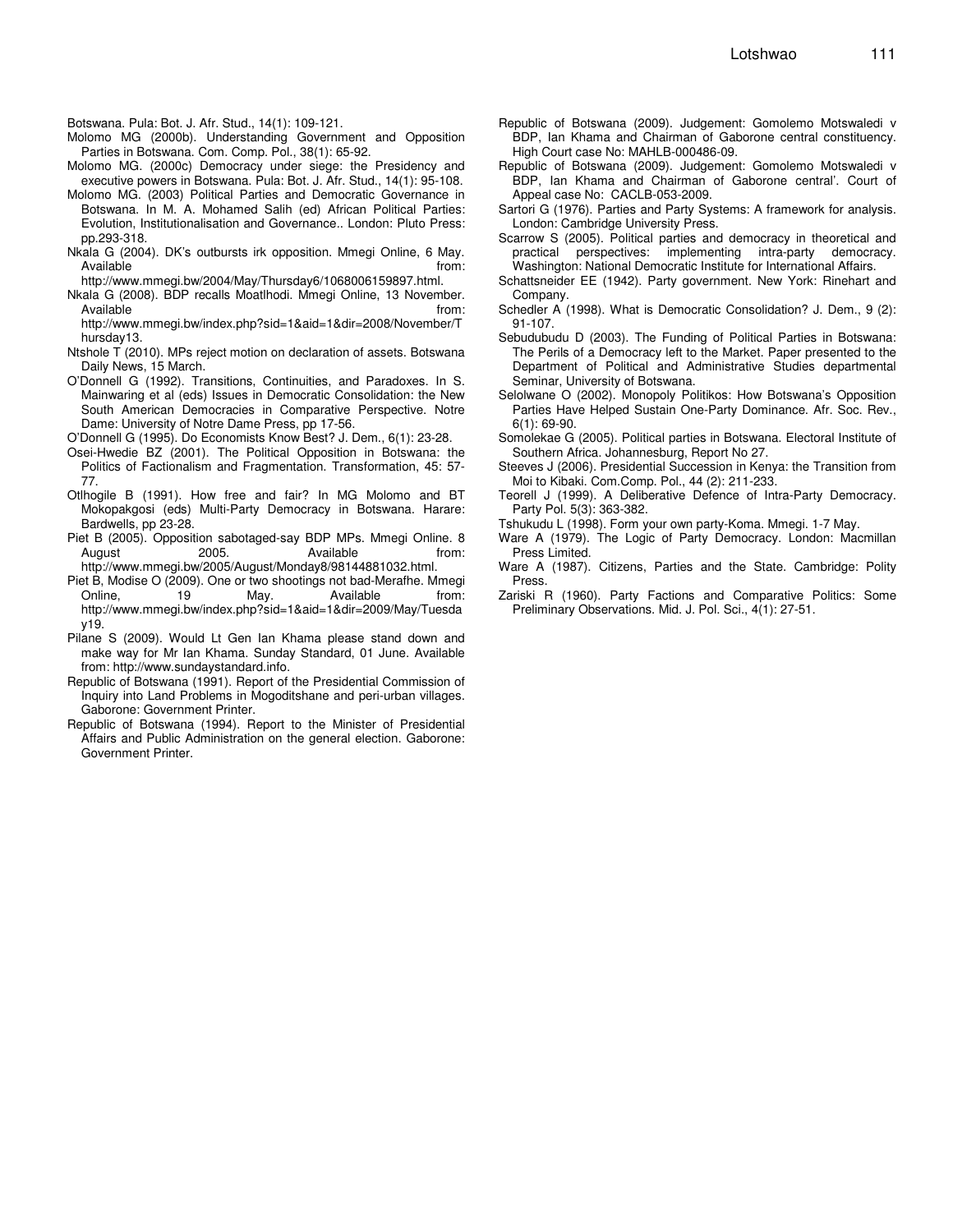Botswana. Pula: Bot. J. Afr. Stud., 14(1): 109-121.

Molomo MG (2000b). Understanding Government and Opposition Parties in Botswana. Com. Comp. Pol., 38(1): 65-92.

Molomo MG. (2000c) Democracy under siege: the Presidency and executive powers in Botswana. Pula: Bot. J. Afr. Stud., 14(1): 95-108.

Molomo MG. (2003) Political Parties and Democratic Governance in Botswana. In M. A. Mohamed Salih (ed) African Political Parties: Evolution, Institutionalisation and Governance.. London: Pluto Press: pp.293-318.

Nkala G (2004). DK's outbursts irk opposition. Mmegi Online, 6 May. Available from: http://www.mmegi.bw/2004/May/Thursday6/1068006159897.html.

Nkala G (2008). BDP recalls Moatlhodi. Mmegi Online, 13 November. Available from: http://www.mmegi.bw/index.php?sid=1&aid=1&dir=2008/November/Thursday13.

Ntshole T (2010). MPs reject motion on declaration of assets. Botswana Daily News, 15 March.

O'Donnell G (1992). Transitions, Continuities, and Paradoxes. In S. Mainwaring et al (eds) Issues in Democratic Consolidation: the New South American Democracies in Comparative Perspective. Notre Dame: University of Notre Dame Press, pp 17-56.

O'Donnell G (1995). Do Economists Know Best? J. Dem., 6(1): 23-28.

Osei-Hwedie BZ (2001). The Political Opposition in Botswana: the Politics of Factionalism and Fragmentation. Transformation, 45: 57-77.

Otlhogile B (1991). How free and fair? In MG Molomo and BT Mokopakgosi (eds) Multi-Party Democracy in Botswana. Harare: Bardwells, pp 23-28.

Piet B (2005). Opposition sabotaged-say BDP MPs. Mmegi Online. 8 August 2005. Available from: http://www.mmegi.bw/2005/August/Monday8/98144881032.html.

Piet B, Modise O (2009). One or two shootings not bad-Merafhe. Mmegi Online, 19 May. Available from: http://www.mmegi.bw/index.php?sid=1&aid=1&dir=2009/May/Tuesday19.

Pilane S (2009). Would Lt Gen Ian Khama please stand down and make way for Mr Ian Khama. Sunday Standard, 01 June. Available from: http://www.sundaystandard.info.

Republic of Botswana (1991). Report of the Presidential Commission of Inquiry into Land Problems in Mogoditshane and peri-urban villages. Gaborone: Government Printer.

Republic of Botswana (1994). Report to the Minister of Presidential Affairs and Public Administration on the general election. Gaborone: Government Printer.

Republic of Botswana (2009). Judgement: Gomolemo Motswaledi v BDP, Ian Khama and Chairman of Gaborone central constituency. High Court case No: MAHLB-000486-09.

Republic of Botswana (2009). Judgement: Gomolemo Motswaledi v BDP, Ian Khama and Chairman of Gaborone central'. Court of Appeal case No: CACLB-053-2009.

Sartori G (1976). Parties and Party Systems: A framework for analysis. London: Cambridge University Press.

Scarrow S (2005). Political parties and democracy in theoretical and practical perspectives: implementing intra-party democracy. Washington: National Democratic Institute for International Affairs.

Schattsneider EE (1942). Party government. New York: Rinehart and Company.

Schedler A (1998). What is Democratic Consolidation? J. Dem., 9 (2): 91-107.

Sebudubudu D (2003). The Funding of Political Parties in Botswana: The Perils of a Democracy left to the Market. Paper presented to the Department of Political and Administrative Studies departmental Seminar, University of Botswana.

Selolwane O (2002). Monopoly Politikos: How Botswana's Opposition Parties Have Helped Sustain One-Party Dominance. Afr. Soc. Rev., 6(1): 69-90.

Somolekae G (2005). Political parties in Botswana. Electoral Institute of Southern Africa. Johannesburg, Report No 27.

Steeves J (2006). Presidential Succession in Kenya: the Transition from Moi to Kibaki. Com.Comp. Pol., 44 (2): 211-233.

Teorell J (1999). A Deliberative Defence of Intra-Party Democracy. Party Pol. 5(3): 363-382.

Tshukudu L (1998). Form your own party-Koma. Mmegi. 1-7 May.

Ware A (1979). The Logic of Party Democracy. London: Macmillan Press Limited.

Ware A (1987). Citizens, Parties and the State. Cambridge: Polity Press.

Zariski R (1960). Party Factions and Comparative Politics: Some Preliminary Observations. Mid. J. Pol. Sci., 4(1): 27-51.